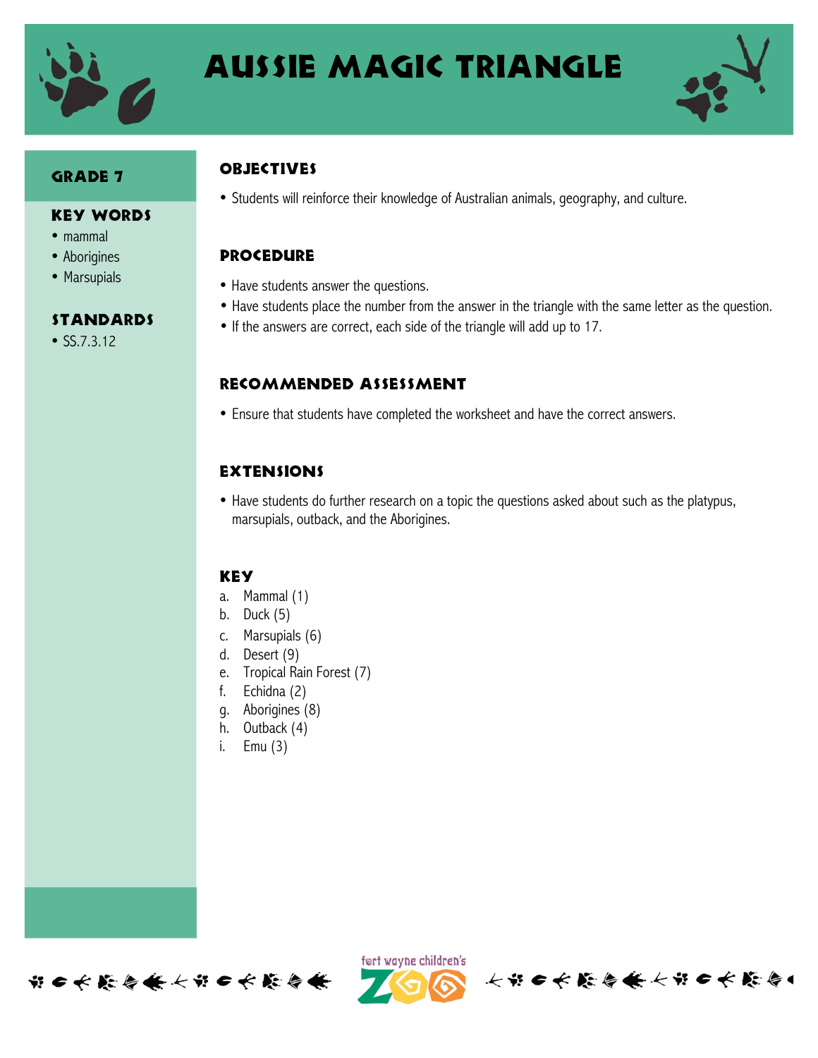# Aussie Magic Triangle

## Grade 7

### Key Words

- mammal
- Aborigines
- Marsupials

### Standards

- SS.7.3.12

### Objectives

- Students will reinforce their knowledge of Australian animals, geography, and culture.

### Procedure

- Have students answer the questions.
- Have students place the number from the answer in the triangle with the same letter as the question.
- If the answers are correct, each side of the triangle will add up to 17.

### Recommended Assessment

- Ensure that students have completed the worksheet and have the correct answers.

### Extensions

- Have students do further research on a topic the questions asked about such as the platypus, marsupials, outback, and the Aborigines.

### Key

a. Mammal (1)
b. Duck (5)
c. Marsupials (6)
d. Desert (9)
e. Tropical Rain Forest (7)
f. Echidna (2)
g. Aborigines (8)
h. Outback (4)
i. Emu (3)

fort wayne children's ZOO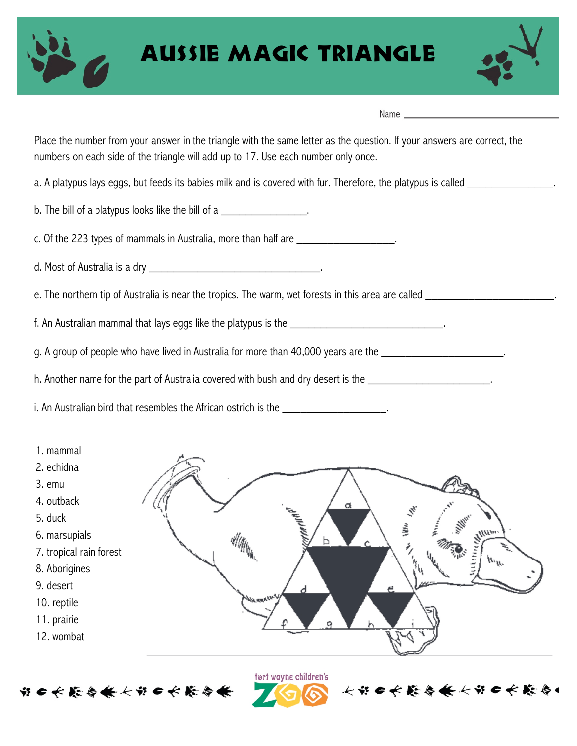# AUSSIE MAGIC TRIANGLE

Name ______________________________

Place the number from your answer in the triangle with the same letter as the question. If your answers are correct, the numbers on each side of the triangle will add up to 17. Use each number only once.

a. A platypus lays eggs, but feeds its babies milk and is covered with fur. Therefore, the platypus is called _______________.

b. The bill of a platypus looks like the bill of a _______________.

c. Of the 223 types of mammals in Australia, more than half are _________________.

d. Most of Australia is a dry ______________________________.

e. The northern tip of Australia is near the tropics. The warm, wet forests in this area are called ______________________.

f. An Australian mammal that lays eggs like the platypus is the ___________________________.

g. A group of people who have lived in Australia for more than 40,000 years are the ______________________.

h. Another name for the part of Australia covered with bush and dry desert is the ______________________.

i. An Australian bird that resembles the African ostrich is the __________________.

1. mammal
2. echidna
3. emu
4. outback
5. duck
6. marsupials
7. tropical rain forest
8. Aborigines
9. desert
10. reptile
11. prairie
12. wombat

a

b c

d e

f g h i

fort wayne children's ZOO